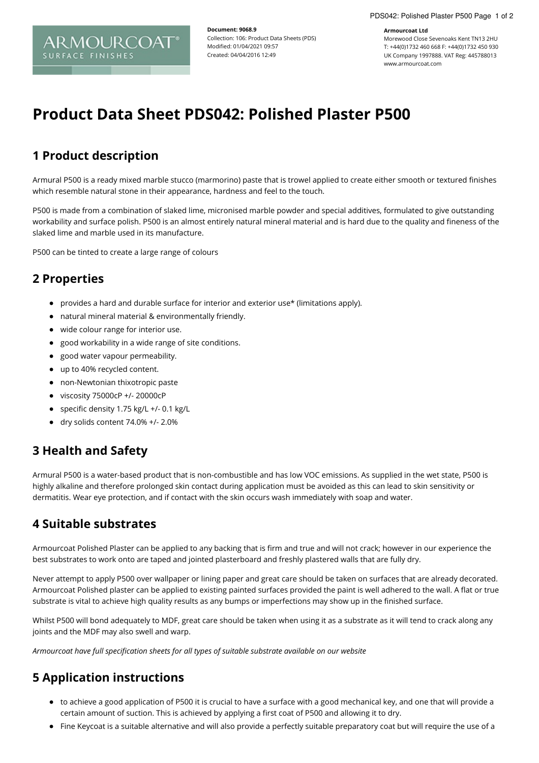**Document: 9068.9**
Collection: 106: Product Data Sheets (PDS)
Modified: 01/04/2021 09:57
Created: 04/04/2016 12:49

**Armourcoat Ltd**
Morewood Close Sevenoaks Kent TN13 2HU
T: +44(0)1732 460 668 F: +44(0)1732 450 930
UK Company 1997888. VAT Reg: 445788013
www.armourcoat.com

# Product Data Sheet PDS042: Polished Plaster P500

## 1 Product description

Armural P500 is a ready mixed marble stucco (marmorino) paste that is trowel applied to create either smooth or textured finishes which resemble natural stone in their appearance, hardness and feel to the touch.

P500 is made from a combination of slaked lime, micronised marble powder and special additives, formulated to give outstanding workability and surface polish. P500 is an almost entirely natural mineral material and is hard due to the quality and fineness of the slaked lime and marble used in its manufacture.

P500 can be tinted to create a large range of colours

## 2 Properties

- provides a hard and durable surface for interior and exterior use* (limitations apply).
- natural mineral material & environmentally friendly.
- wide colour range for interior use.
- good workability in a wide range of site conditions.
- good water vapour permeability.
- up to 40% recycled content.
- non-Newtonian thixotropic paste
- viscosity 75000cP +/- 20000cP
- specific density 1.75 kg/L +/- 0.1 kg/L
- dry solids content 74.0% +/- 2.0%

## 3 Health and Safety

Armural P500 is a water-based product that is non-combustible and has low VOC emissions. As supplied in the wet state, P500 is highly alkaline and therefore prolonged skin contact during application must be avoided as this can lead to skin sensitivity or dermatitis. Wear eye protection, and if contact with the skin occurs wash immediately with soap and water.

## 4 Suitable substrates

Armourcoat Polished Plaster can be applied to any backing that is firm and true and will not crack; however in our experience the best substrates to work onto are taped and jointed plasterboard and freshly plastered walls that are fully dry.

Never attempt to apply P500 over wallpaper or lining paper and great care should be taken on surfaces that are already decorated. Armourcoat Polished plaster can be applied to existing painted surfaces provided the paint is well adhered to the wall. A flat or true substrate is vital to achieve high quality results as any bumps or imperfections may show up in the finished surface.

Whilst P500 will bond adequately to MDF, great care should be taken when using it as a substrate as it will tend to crack along any joints and the MDF may also swell and warp.

*Armourcoat have full specification sheets for all types of suitable substrate available on our website*

## 5 Application instructions

- to achieve a good application of P500 it is crucial to have a surface with a good mechanical key, and one that will provide a certain amount of suction. This is achieved by applying a first coat of P500 and allowing it to dry.
- Fine Keycoat is a suitable alternative and will also provide a perfectly suitable preparatory coat but will require the use of a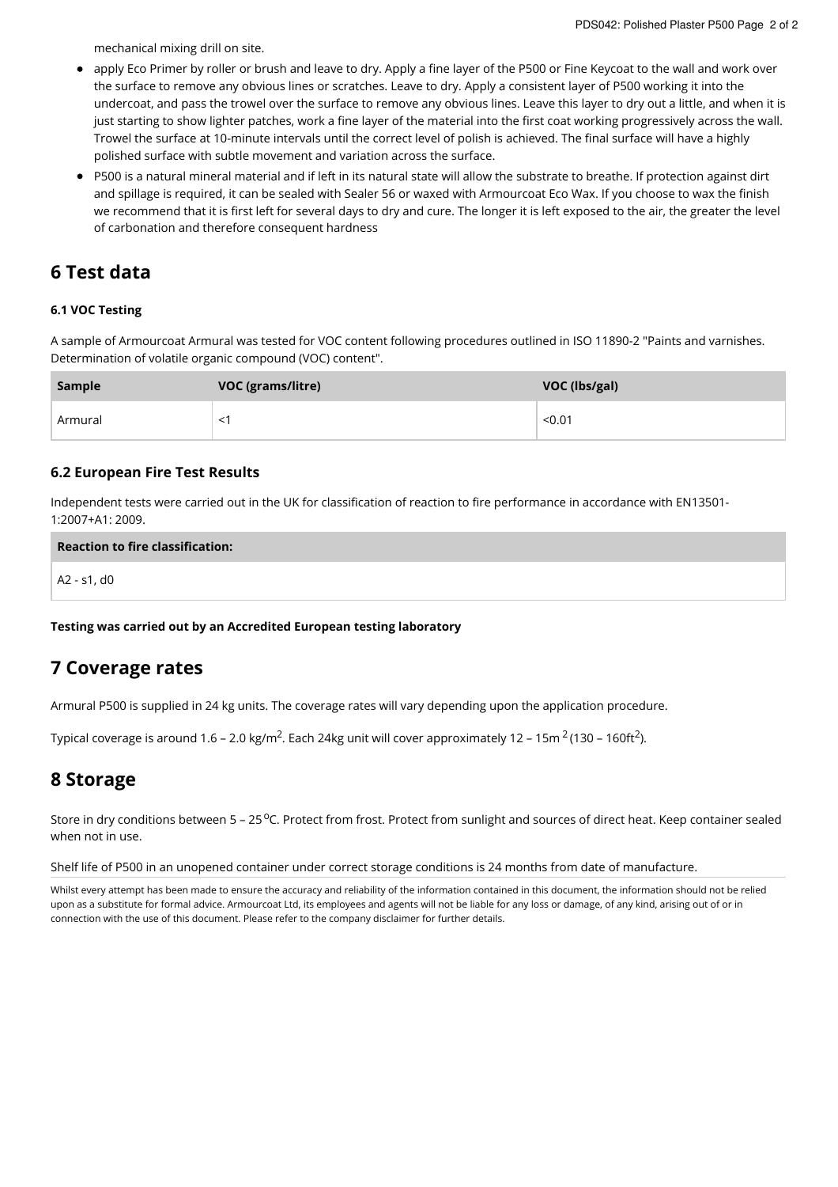mechanical mixing drill on site.

- apply Eco Primer by roller or brush and leave to dry. Apply a fine layer of the P500 or Fine Keycoat to the wall and work over the surface to remove any obvious lines or scratches. Leave to dry. Apply a consistent layer of P500 working it into the undercoat, and pass the trowel over the surface to remove any obvious lines. Leave this layer to dry out a little, and when it is just starting to show lighter patches, work a fine layer of the material into the first coat working progressively across the wall. Trowel the surface at 10-minute intervals until the correct level of polish is achieved. The final surface will have a highly polished surface with subtle movement and variation across the surface.
- P500 is a natural mineral material and if left in its natural state will allow the substrate to breathe. If protection against dirt and spillage is required, it can be sealed with Sealer 56 or waxed with Armourcoat Eco Wax. If you choose to wax the finish we recommend that it is first left for several days to dry and cure. The longer it is left exposed to the air, the greater the level of carbonation and therefore consequent hardness

## 6 Test data

#### 6.1 VOC Testing

A sample of Armourcoat Armural was tested for VOC content following procedures outlined in ISO 11890-2 "Paints and varnishes. Determination of volatile organic compound (VOC) content".

| Sample | VOC (grams/litre) | VOC (lbs/gal) |
|---|---|---|
| Armural | <1 | <0.01 |

### 6.2 European Fire Test Results

Independent tests were carried out in the UK for classification of reaction to fire performance in accordance with EN13501-1:2007+A1: 2009.

| Reaction to fire classification: |
|---|
| A2 - s1, d0 |

**Testing was carried out by an Accredited European testing laboratory**

## 7 Coverage rates

Armural P500 is supplied in 24 kg units. The coverage rates will vary depending upon the application procedure.

Typical coverage is around 1.6 – 2.0 kg/m$^2$. Each 24kg unit will cover approximately 12 – 15m$^2$ (130 – 160ft$^2$).

## 8 Storage

Store in dry conditions between 5 – 25$^o$C. Protect from frost. Protect from sunlight and sources of direct heat. Keep container sealed when not in use.

Shelf life of P500 in an unopened container under correct storage conditions is 24 months from date of manufacture.

Whilst every attempt has been made to ensure the accuracy and reliability of the information contained in this document, the information should not be relied upon as a substitute for formal advice. Armourcoat Ltd, its employees and agents will not be liable for any loss or damage, of any kind, arising out of or in connection with the use of this document. Please refer to the company disclaimer for further details.